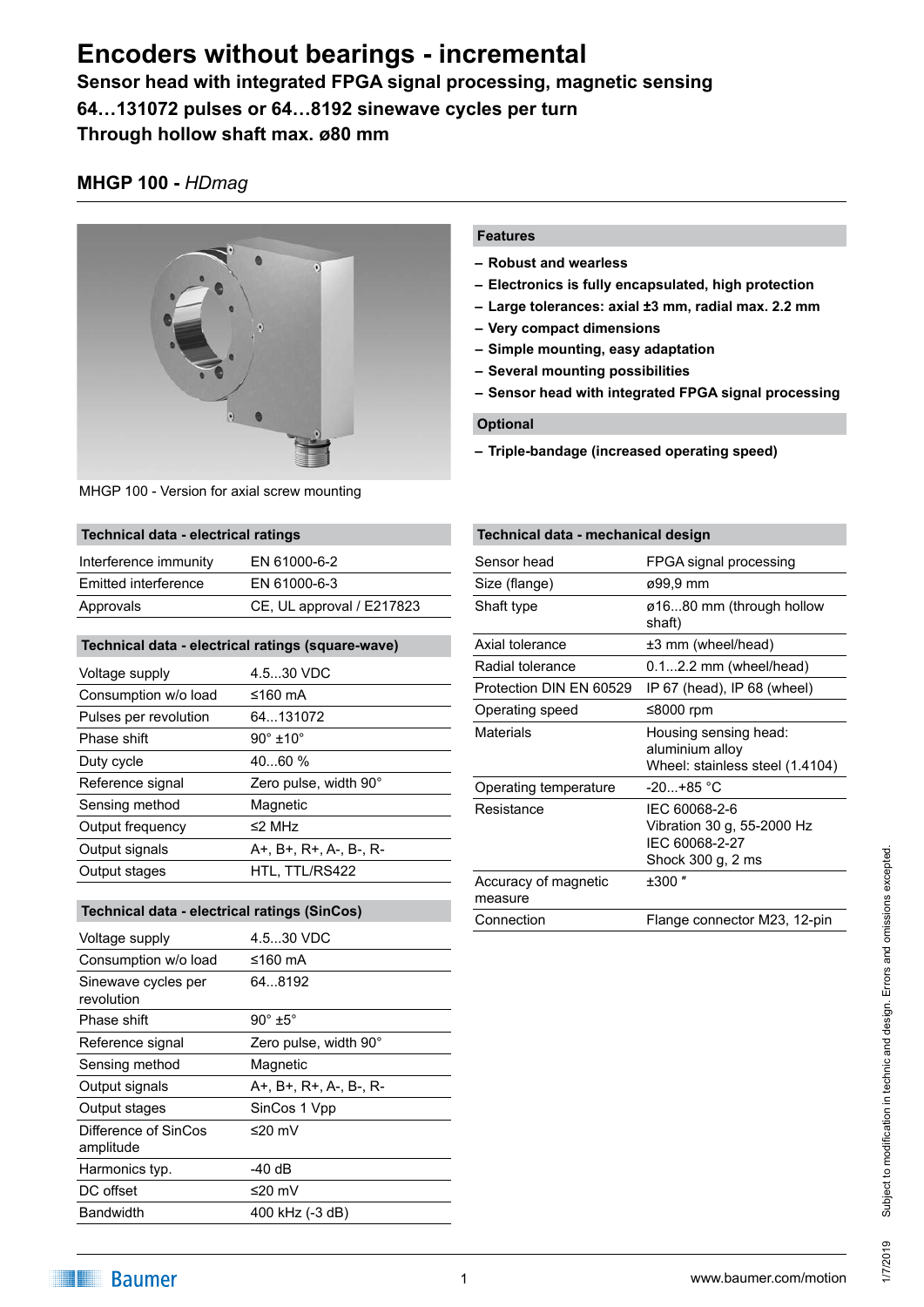# Encoders without bearings - incremental

**Sensor head with integrated FPGA signal processing, magnetic sensing**
**64…131072 pulses or 64…8192 sinewave cycles per turn**
**Through hollow shaft max. ø80 mm**

## MHGP 100 - *HDmag*

MHGP 100 - Version for axial screw mounting

### Features

- **Robust and wearless**
- **Electronics is fully encapsulated, high protection**
- **Large tolerances: axial ±3 mm, radial max. 2.2 mm**
- **Very compact dimensions**
- **Simple mounting, easy adaptation**
- **Several mounting possibilities**
- **Sensor head with integrated FPGA signal processing**

### Optional

- **Triple-bandage (increased operating speed)**

| Technical data - electrical ratings | |
|---|---|
| Interference immunity | EN 61000-6-2 |
| Emitted interference | EN 61000-6-3 |
| Approvals | CE, UL approval / E217823 |

| Technical data - electrical ratings (square-wave) | |
|---|---|
| Voltage supply | 4.5...30 VDC |
| Consumption w/o load | ≤160 mA |
| Pulses per revolution | 64...131072 |
| Phase shift | 90° ±10° |
| Duty cycle | 40...60 % |
| Reference signal | Zero pulse, width 90° |
| Sensing method | Magnetic |
| Output frequency | ≤2 MHz |
| Output signals | A+, B+, R+, A-, B-, R- |
| Output stages | HTL, TTL/RS422 |

| Technical data - electrical ratings (SinCos) | |
|---|---|
| Voltage supply | 4.5...30 VDC |
| Consumption w/o load | ≤160 mA |
| Sinewave cycles per revolution | 64...8192 |
| Phase shift | 90° ±5° |
| Reference signal | Zero pulse, width 90° |
| Sensing method | Magnetic |
| Output signals | A+, B+, R+, A-, B-, R- |
| Output stages | SinCos 1 Vpp |
| Difference of SinCos amplitude | ≤20 mV |
| Harmonics typ. | -40 dB |
| DC offset | ≤20 mV |
| Bandwidth | 400 kHz (-3 dB) |

| Technical data - mechanical design | |
|---|---|
| Sensor head | FPGA signal processing |
| Size (flange) | ø99,9 mm |
| Shaft type | ø16...80 mm (through hollow shaft) |
| Axial tolerance | ±3 mm (wheel/head) |
| Radial tolerance | 0.1...2.2 mm (wheel/head) |
| Protection DIN EN 60529 | IP 67 (head), IP 68 (wheel) |
| Operating speed | ≤8000 rpm |
| Materials | Housing sensing head: aluminium alloy<br>Wheel: stainless steel (1.4104) |
| Operating temperature | -20...+85 °C |
| Resistance | IEC 60068-2-6<br>Vibration 30 g, 55-2000 Hz<br>IEC 60068-2-27<br>Shock 300 g, 2 ms |
| Accuracy of magnetic measure | ±300 ″ |
| Connection | Flange connector M23, 12-pin |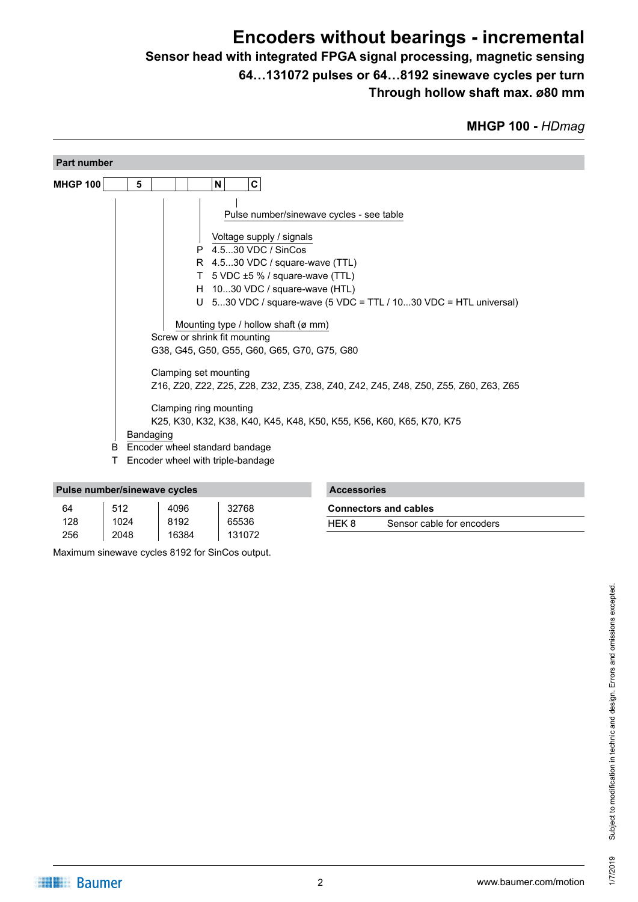# Encoders without bearings - incremental

**Sensor head with integrated FPGA signal processing, magnetic sensing**
**64…131072 pulses or 64…8192 sinewave cycles per turn**
**Through hollow shaft max. ø80 mm**

**MHGP 100 -** *HDmag*

## Part number

**MHGP 100** | | 5 | | | | N | | C |

Pulse number/sinewave cycles - see table

Voltage supply / signals
- P 4.5...30 VDC / SinCos
- R 4.5...30 VDC / square-wave (TTL)
- T 5 VDC ±5 % / square-wave (TTL)
- H 10...30 VDC / square-wave (HTL)
- U 5...30 VDC / square-wave (5 VDC = TTL / 10...30 VDC = HTL universal)

Mounting type / hollow shaft (ø mm)

Screw or shrink fit mounting
G38, G45, G50, G55, G60, G65, G70, G75, G80

Clamping set mounting
Z16, Z20, Z22, Z25, Z28, Z32, Z35, Z38, Z40, Z42, Z45, Z48, Z50, Z55, Z60, Z63, Z65

Clamping ring mounting
K25, K30, K32, K38, K40, K45, K48, K50, K55, K56, K60, K65, K70, K75

Bandaging
- B Encoder wheel standard bandage
- T Encoder wheel with triple-bandage

## Pulse number/sinewave cycles

| | | | |
|---|---|---|---|
| 64 | 512 | 4096 | 32768 |
| 128 | 1024 | 8192 | 65536 |
| 256 | 2048 | 16384 | 131072 |

Maximum sinewave cycles 8192 for SinCos output.

## Accessories

**Connectors and cables**

| | |
|---|---|
| HEK 8 | Sensor cable for encoders |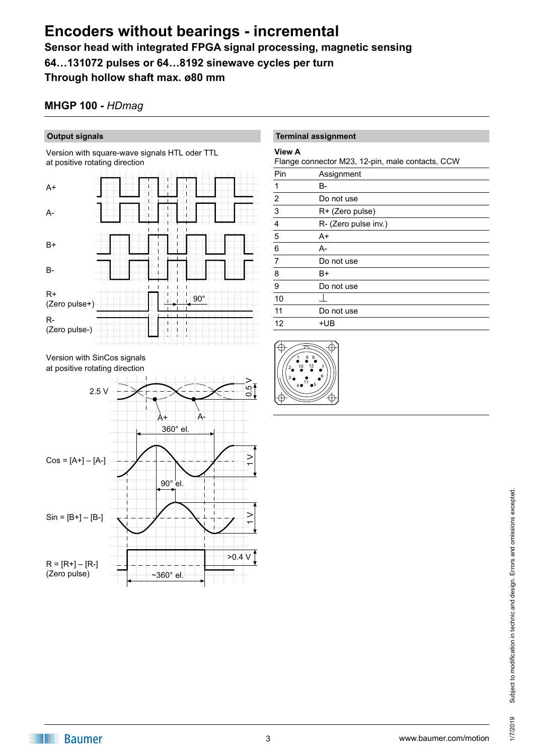# Encoders without bearings - incremental

**Sensor head with integrated FPGA signal processing, magnetic sensing**

**64…131072 pulses or 64…8192 sinewave cycles per turn**

**Through hollow shaft max. ø80 mm**

## MHGP 100 - *HDmag*

### Output signals

Version with square-wave signals HTL oder TTL at positive rotating direction

A+

A-

B+

B-

R+ (Zero pulse+)

R- (Zero pulse-)

90°

Version with SinCos signals at positive rotating direction

2.5 V

0.5 V

A+ A-

360° el.

Cos = [A+] – [A-]

1 V

90° el.

Sin = [B+] – [B-]

1 V

R = [R+] – [R-] (Zero pulse)

>0.4 V

~360° el.

### Terminal assignment

**View A**

Flange connector M23, 12-pin, male contacts, CCW

| Pin | Assignment |
|---|---|
| 1 | B- |
| 2 | Do not use |
| 3 | R+ (Zero pulse) |
| 4 | R- (Zero pulse inv.) |
| 5 | A+ |
| 6 | A- |
| 7 | Do not use |
| 8 | B+ |
| 9 | Do not use |
| 10 | ⊥ |
| 11 | Do not use |
| 12 | +UB |

Subject to modification in technic and design. Errors and omissions excepted.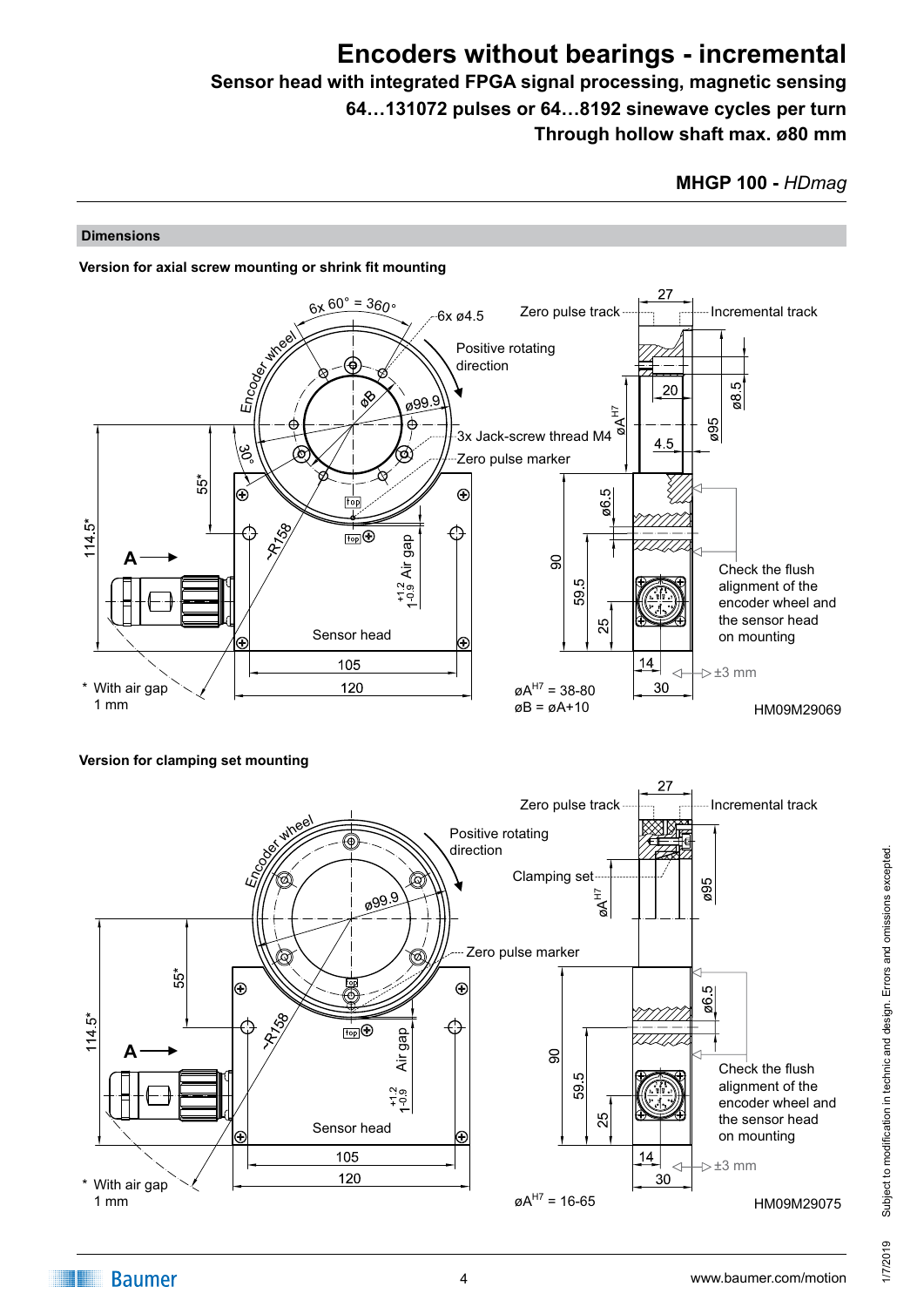# Encoders without bearings - incremental

**Sensor head with integrated FPGA signal processing, magnetic sensing**

**64…131072 pulses or 64…8192 sinewave cycles per turn**

**Through hollow shaft max. ø80 mm**

**MHGP 100 -** ***HDmag***

## Dimensions

**Version for axial screw mounting or shrink fit mounting**

6x 60° = 360°
6x ø4.5
Zero pulse track
Incremental track
Positive rotating direction
Encoder wheel
øB
ø99.9
3x Jack-screw thread M4
Zero pulse marker
30°
55*
114.5*
A
~R158
Air gap 1 +1.2/-0.9
Sensor head
105
120
\* With air gap 1 mm
27
20
4.5
ø8.5
ø95
øA H7
ø6.5
90
59.5
25
14
30
Check the flush alignment of the encoder wheel and the sensor head on mounting
±3 mm
øA H7 = 38-80
øB = øA+10
HM09M29069

**Version for clamping set mounting**

Zero pulse track
Incremental track
Positive rotating direction
Encoder wheel
Clamping set
ø99.9
øA H7
ø95
Zero pulse marker
55*
114.5*
A
~R158
Air gap 1 +1.2/-0.9
Sensor head
105
120
\* With air gap 1 mm
27
ø6.5
90
59.5
25
14
30
Check the flush alignment of the encoder wheel and the sensor head on mounting
±3 mm
øA H7 = 16-65
HM09M29075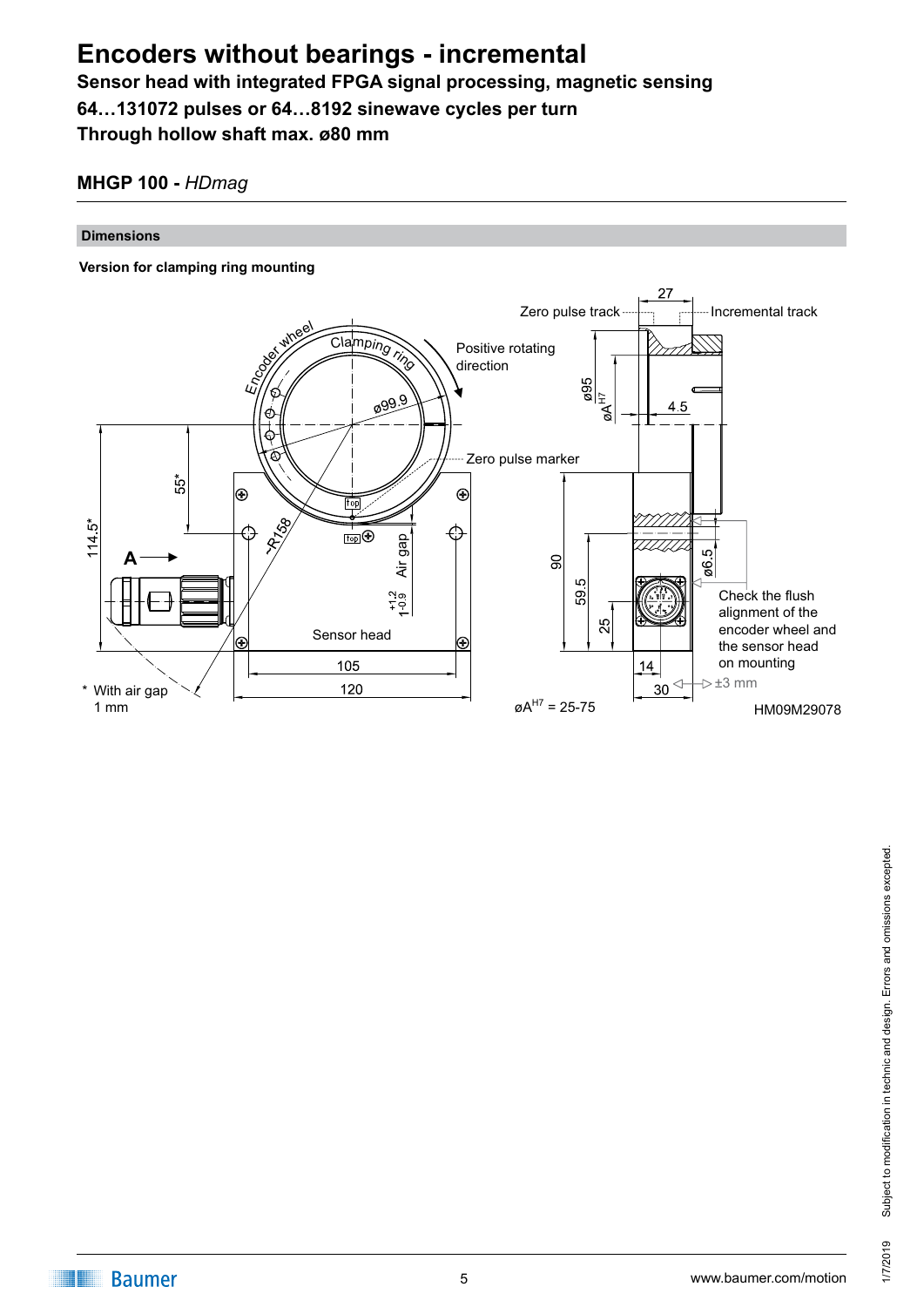# Encoders without bearings - incremental

**Sensor head with integrated FPGA signal processing, magnetic sensing**
**64…131072 pulses or 64…8192 sinewave cycles per turn**
**Through hollow shaft max. ø80 mm**

## MHGP 100 - *HDmag*

### Dimensions

**Version for clamping ring mounting**

Encoder wheel
Clamping ring
Positive rotating direction
ø99.9
Zero pulse marker
Zero pulse track
Incremental track
27
ø95
øA[H7]
4.5
55*
114.5*
A
-R158
top
Air gap
1 +1.2 -0.9
Sensor head
105
120
90
59.5
25
ø6.5
14
30
±3 mm
Check the flush alignment of the encoder wheel and the sensor head on mounting

\* With air gap 1 mm

øA[H7] = 25-75

HM09M29078